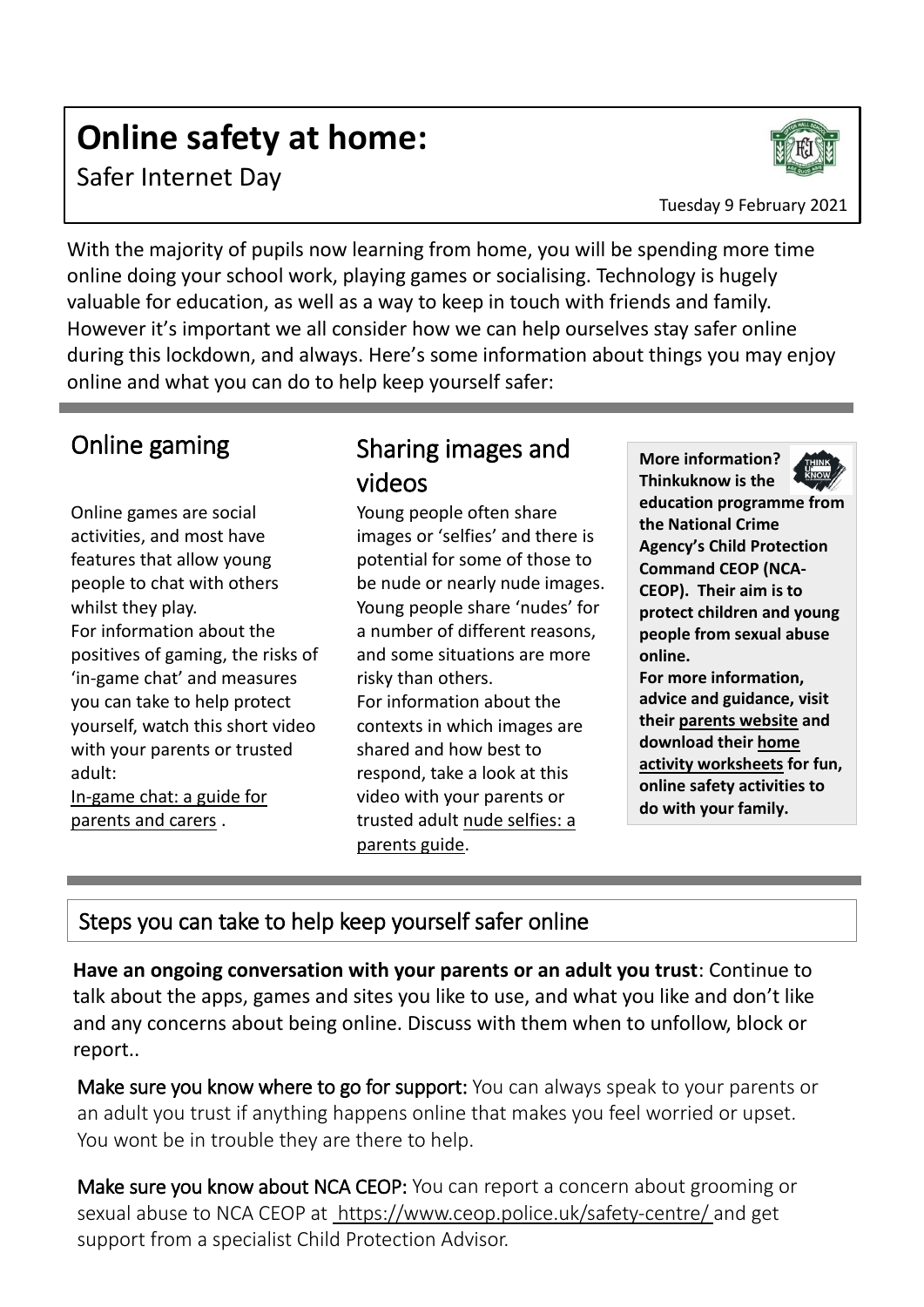# Online safety at home:

Safer Internet Day

Tuesday 9 February 2021

With the majority of pupils now learning from home, you will be spending more time online doing your school work, playing games or socialising. Technology is hugely valuable for education, as well as a way to keep in touch with friends and family. However it's important we all consider how we can help ourselves stay safer online during this lockdown, and always. Here's some information about things you may enjoy online and what you can do to help keep yourself safer:

## Online gaming

Online games are social activities, and most have features that allow young people to chat with others whilst they play.

For information about the positives of gaming, the risks of 'in-game chat' and measures you can take to help protect yourself, watch this short video with your parents or trusted adult:

In-game chat: a guide for parents and carers .

## Sharing images and videos

Young people often share images or 'selfies' and there is potential for some of those to be nude or nearly nude images. Young people share 'nudes' for a number of different reasons, and some situations are more risky than others.

For information about the contexts in which images are shared and how best to respond, take a look at this video with your parents or trusted adult nude selfies: a parents guide.

**More information? Thinkuknow is the education programme from the National Crime Agency's Child Protection Command CEOP (NCA-CEOP). Their aim is to protect children and young people from sexual abuse online.**

**For more information, advice and guidance, visit their parents website and download their home activity worksheets for fun, online safety activities to do with your family.**

## Steps you can take to help keep yourself safer online

**Have an ongoing conversation with your parents or an adult you trust**: Continue to talk about the apps, games and sites you like to use, and what you like and don't like and any concerns about being online. Discuss with them when to unfollow, block or report..

**Make sure you know where to go for support:** You can always speak to your parents or an adult you trust if anything happens online that makes you feel worried or upset. You wont be in trouble they are there to help.

**Make sure you know about NCA CEOP:** You can report a concern about grooming or sexual abuse to NCA CEOP at https://www.ceop.police.uk/safety-centre/ and get support from a specialist Child Protection Advisor.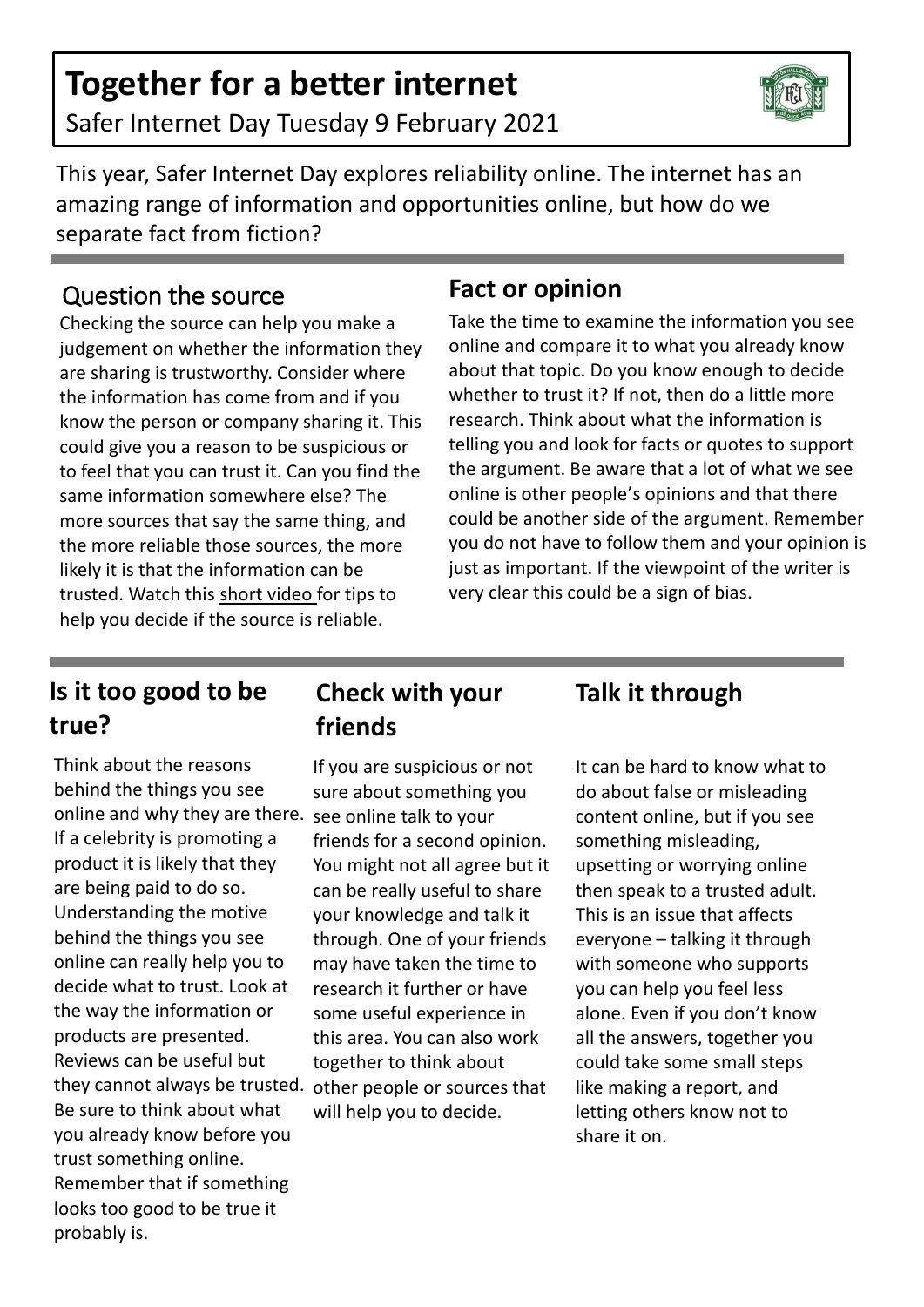# Together for a better internet

Safer Internet Day Tuesday 9 February 2021

This year, Safer Internet Day explores reliability online. The internet has an amazing range of information and opportunities online, but how do we separate fact from fiction?

## Question the source

Checking the source can help you make a judgement on whether the information they are sharing is trustworthy. Consider where the information has come from and if you know the person or company sharing it. This could give you a reason to be suspicious or to feel that you can trust it. Can you find the same information somewhere else? The more sources that say the same thing, and the more reliable those sources, the more likely it is that the information can be trusted. Watch this short video for tips to help you decide if the source is reliable.

## Fact or opinion

Take the time to examine the information you see online and compare it to what you already know about that topic. Do you know enough to decide whether to trust it? If not, then do a little more research. Think about what the information is telling you and look for facts or quotes to support the argument. Be aware that a lot of what we see online is other people's opinions and that there could be another side of the argument. Remember you do not have to follow them and your opinion is just as important. If the viewpoint of the writer is very clear this could be a sign of bias.

## Is it too good to be true?

Think about the reasons behind the things you see online and why they are there. If a celebrity is promoting a product it is likely that they are being paid to do so. Understanding the motive behind the things you see online can really help you to decide what to trust. Look at the way the information or products are presented. Reviews can be useful but they cannot always be trusted. Be sure to think about what you already know before you trust something online. Remember that if something looks too good to be true it probably is.

## Check with your friends

If you are suspicious or not sure about something you see online talk to your friends for a second opinion. You might not all agree but it can be really useful to share your knowledge and talk it through. One of your friends may have taken the time to research it further or have some useful experience in this area. You can also work together to think about other people or sources that will help you to decide.

## Talk it through

It can be hard to know what to do about false or misleading content online, but if you see something misleading, upsetting or worrying online then speak to a trusted adult. This is an issue that affects everyone – talking it through with someone who supports you can help you feel less alone. Even if you don't know all the answers, together you could take some small steps like making a report, and letting others know not to share it on.